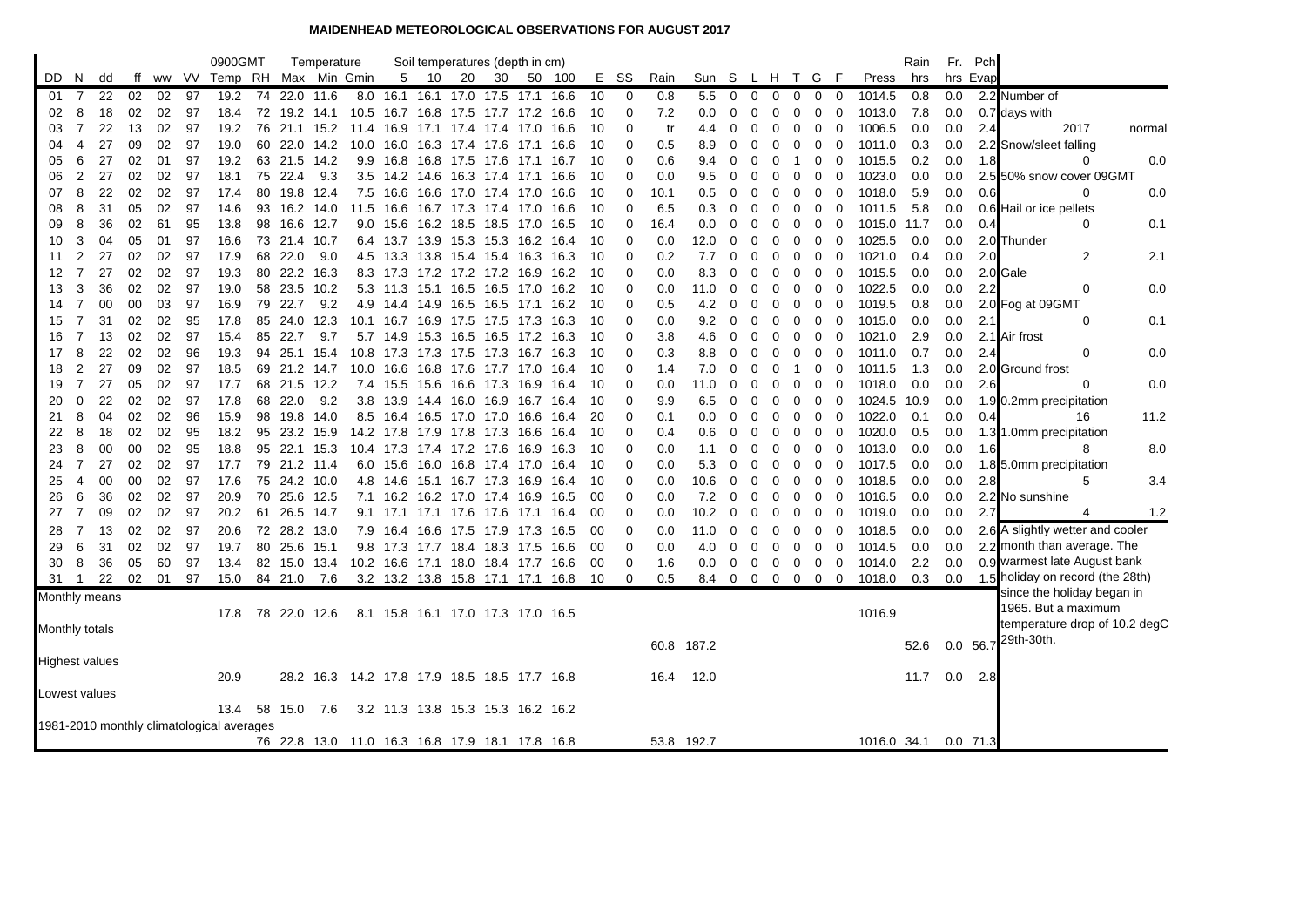# MAIDENHEAD METEOROLOGICAL OBSERVATIONS FOR AUGUST 2017

| DD | N | dd | ff | ww | VV | 0900GMT Temp | RH | Temperature Max | Min | Gmin | Soil temperatures (depth in cm) 5 | 10 | 20 | 30 | 50 | 100 | E | SS | Rain | Sun | S | L | H | T | G | F | Press | Rain hrs | Fr. hrs | Pch Evap |
|---|---|---|---|---|---|---|---|---|---|---|---|---|---|---|---|---|---|---|---|---|---|---|---|---|---|---|---|---|---|---|
| 01 | 7 | 22 | 02 | 02 | 97 | 19.2 | 74 | 22.0 | 11.6 | 8.0 | 16.1 | 16.1 | 17.0 | 17.5 | 17.1 | 16.6 | 10 | 0 | 0.8 | 5.5 | 0 | 0 | 0 | 0 | 0 | 0 | 1014.5 | 0.8 | 0.0 | 2.2 |
| 02 | 8 | 18 | 02 | 02 | 97 | 18.4 | 72 | 19.2 | 14.1 | 10.5 | 16.7 | 16.8 | 17.5 | 17.7 | 17.2 | 16.6 | 10 | 0 | 7.2 | 0.0 | 0 | 0 | 0 | 0 | 0 | 0 | 1013.0 | 7.8 | 0.0 | 0.7 |
| 03 | 7 | 22 | 13 | 02 | 97 | 19.2 | 76 | 21.1 | 15.2 | 11.4 | 16.9 | 17.1 | 17.4 | 17.4 | 17.0 | 16.6 | 10 | 0 | tr | 4.4 | 0 | 0 | 0 | 0 | 0 | 0 | 1006.5 | 0.0 | 0.0 | 2.4 |
| 04 | 4 | 27 | 09 | 02 | 97 | 19.0 | 60 | 22.0 | 14.2 | 10.0 | 16.0 | 16.3 | 17.4 | 17.6 | 17.1 | 16.6 | 10 | 0 | 0.5 | 8.9 | 0 | 0 | 0 | 0 | 0 | 0 | 1011.0 | 0.3 | 0.0 | 2.2 |
| 05 | 6 | 27 | 02 | 01 | 97 | 19.2 | 63 | 21.5 | 14.2 | 9.9 | 16.8 | 16.8 | 17.5 | 17.6 | 17.1 | 16.7 | 10 | 0 | 0.6 | 9.4 | 0 | 0 | 0 | 1 | 0 | 0 | 1015.5 | 0.2 | 0.0 | 1.8 |
| 06 | 2 | 27 | 02 | 02 | 97 | 18.1 | 75 | 22.4 | 9.3 | 3.5 | 14.2 | 14.6 | 16.3 | 17.4 | 17.1 | 16.6 | 10 | 0 | 0.0 | 9.5 | 0 | 0 | 0 | 0 | 0 | 0 | 1023.0 | 0.0 | 0.0 | 2.5 |
| 07 | 8 | 22 | 02 | 02 | 97 | 17.4 | 80 | 19.8 | 12.4 | 7.5 | 16.6 | 16.6 | 17.0 | 17.4 | 17.0 | 16.6 | 10 | 0 | 10.1 | 0.5 | 0 | 0 | 0 | 0 | 0 | 0 | 1018.0 | 5.9 | 0.0 | 0.6 |
| 08 | 8 | 31 | 05 | 02 | 97 | 14.6 | 93 | 16.2 | 14.0 | 11.5 | 16.6 | 16.7 | 17.3 | 17.4 | 17.0 | 16.6 | 10 | 0 | 6.5 | 0.3 | 0 | 0 | 0 | 0 | 0 | 0 | 1011.5 | 5.8 | 0.0 | 0.6 |
| 09 | 8 | 36 | 02 | 61 | 95 | 13.8 | 98 | 16.6 | 12.7 | 9.0 | 15.6 | 16.2 | 18.5 | 18.5 | 17.0 | 16.5 | 10 | 0 | 16.4 | 0.0 | 0 | 0 | 0 | 0 | 0 | 0 | 1015.0 | 11.7 | 0.0 | 0.4 |
| 10 | 3 | 04 | 05 | 01 | 97 | 16.6 | 73 | 21.4 | 10.7 | 6.4 | 13.7 | 13.9 | 15.3 | 15.3 | 16.2 | 16.4 | 10 | 0 | 0.0 | 12.0 | 0 | 0 | 0 | 0 | 0 | 0 | 1025.5 | 0.0 | 0.0 | 2.0 |
| 11 | 2 | 27 | 02 | 02 | 97 | 17.9 | 68 | 22.0 | 9.0 | 4.5 | 13.3 | 13.8 | 15.4 | 15.4 | 16.3 | 16.3 | 10 | 0 | 0.2 | 7.7 | 0 | 0 | 0 | 0 | 0 | 0 | 1021.0 | 0.4 | 0.0 | 2.0 |
| 12 | 7 | 27 | 02 | 02 | 97 | 19.3 | 80 | 22.2 | 16.3 | 8.3 | 17.3 | 17.2 | 17.2 | 17.2 | 16.9 | 16.2 | 10 | 0 | 0.0 | 8.3 | 0 | 0 | 0 | 0 | 0 | 0 | 1015.5 | 0.0 | 0.0 | 2.0 |
| 13 | 3 | 36 | 02 | 02 | 97 | 19.0 | 58 | 23.5 | 10.2 | 5.3 | 11.3 | 15.1 | 16.5 | 16.5 | 17.0 | 16.2 | 10 | 0 | 0.0 | 11.0 | 0 | 0 | 0 | 0 | 0 | 0 | 1022.5 | 0.0 | 0.0 | 2.2 |
| 14 | 7 | 00 | 00 | 03 | 97 | 16.9 | 79 | 22.7 | 9.2 | 4.9 | 14.4 | 14.9 | 16.5 | 16.5 | 17.1 | 16.2 | 10 | 0 | 0.5 | 4.2 | 0 | 0 | 0 | 0 | 0 | 0 | 1019.5 | 0.8 | 0.0 | 2.0 |
| 15 | 7 | 31 | 02 | 02 | 95 | 17.8 | 85 | 24.0 | 12.3 | 10.1 | 16.7 | 16.9 | 17.5 | 17.5 | 17.3 | 16.3 | 10 | 0 | 0.0 | 9.2 | 0 | 0 | 0 | 0 | 0 | 0 | 1015.0 | 0.0 | 0.0 | 2.1 |
| 16 | 7 | 13 | 02 | 02 | 97 | 15.4 | 85 | 22.7 | 9.7 | 5.7 | 14.9 | 15.3 | 16.5 | 16.5 | 17.2 | 16.3 | 10 | 0 | 3.8 | 4.6 | 0 | 0 | 0 | 0 | 0 | 0 | 1021.0 | 2.9 | 0.0 | 2.1 |
| 17 | 8 | 22 | 02 | 02 | 96 | 19.3 | 94 | 25.1 | 15.4 | 10.8 | 17.3 | 17.3 | 17.5 | 17.3 | 16.7 | 16.3 | 10 | 0 | 0.3 | 8.8 | 0 | 0 | 0 | 0 | 0 | 0 | 1011.0 | 0.7 | 0.0 | 2.4 |
| 18 | 2 | 27 | 09 | 02 | 97 | 18.5 | 69 | 21.2 | 14.7 | 10.0 | 16.6 | 16.8 | 17.6 | 17.7 | 17.0 | 16.4 | 10 | 0 | 1.4 | 7.0 | 0 | 0 | 0 | 1 | 0 | 0 | 1011.5 | 1.3 | 0.0 | 2.0 |
| 19 | 7 | 27 | 05 | 02 | 97 | 17.7 | 68 | 21.5 | 12.2 | 7.4 | 15.5 | 15.6 | 16.6 | 17.3 | 16.9 | 16.4 | 10 | 0 | 0.0 | 11.0 | 0 | 0 | 0 | 0 | 0 | 0 | 1018.0 | 0.0 | 0.0 | 2.6 |
| 20 | 0 | 22 | 02 | 02 | 97 | 17.8 | 68 | 22.0 | 9.2 | 3.8 | 13.9 | 14.4 | 16.0 | 16.9 | 16.7 | 16.4 | 10 | 0 | 9.9 | 6.5 | 0 | 0 | 0 | 0 | 0 | 0 | 1024.5 | 10.9 | 0.0 | 1.9 |
| 21 | 8 | 04 | 02 | 02 | 96 | 15.9 | 98 | 19.8 | 14.0 | 8.5 | 16.4 | 16.5 | 17.0 | 17.0 | 16.6 | 16.4 | 20 | 0 | 0.1 | 0.0 | 0 | 0 | 0 | 0 | 0 | 0 | 1022.0 | 0.1 | 0.0 | 0.4 |
| 22 | 8 | 18 | 02 | 02 | 95 | 18.2 | 95 | 23.2 | 15.9 | 14.2 | 17.8 | 17.9 | 17.8 | 17.3 | 16.6 | 16.4 | 10 | 0 | 0.4 | 0.6 | 0 | 0 | 0 | 0 | 0 | 0 | 1020.0 | 0.5 | 0.0 | 1.3 |
| 23 | 8 | 00 | 00 | 02 | 95 | 18.8 | 95 | 22.1 | 15.3 | 10.4 | 17.3 | 17.4 | 17.2 | 17.6 | 16.9 | 16.3 | 10 | 0 | 0.0 | 1.1 | 0 | 0 | 0 | 0 | 0 | 0 | 1013.0 | 0.0 | 0.0 | 1.6 |
| 24 | 7 | 27 | 02 | 02 | 97 | 17.7 | 79 | 21.2 | 11.4 | 6.0 | 15.6 | 16.0 | 16.8 | 17.4 | 17.0 | 16.4 | 10 | 0 | 0.0 | 5.3 | 0 | 0 | 0 | 0 | 0 | 0 | 1017.5 | 0.0 | 0.0 | 1.8 |
| 25 | 4 | 00 | 00 | 02 | 97 | 17.6 | 75 | 24.2 | 10.0 | 4.8 | 14.6 | 15.1 | 16.7 | 17.3 | 16.9 | 16.4 | 10 | 0 | 0.0 | 10.6 | 0 | 0 | 0 | 0 | 0 | 0 | 1018.5 | 0.0 | 0.0 | 2.8 |
| 26 | 6 | 36 | 02 | 02 | 97 | 20.9 | 70 | 25.6 | 12.5 | 7.1 | 16.2 | 16.2 | 17.0 | 17.4 | 16.9 | 16.5 | 00 | 0 | 0.0 | 7.2 | 0 | 0 | 0 | 0 | 0 | 0 | 1016.5 | 0.0 | 0.0 | 2.2 |
| 27 | 7 | 09 | 02 | 02 | 97 | 20.2 | 61 | 26.5 | 14.7 | 9.1 | 17.1 | 17.1 | 17.6 | 17.6 | 17.1 | 16.4 | 00 | 0 | 0.0 | 10.2 | 0 | 0 | 0 | 0 | 0 | 0 | 1019.0 | 0.0 | 0.0 | 2.7 |
| 28 | 7 | 13 | 02 | 02 | 97 | 20.6 | 72 | 28.2 | 13.0 | 7.9 | 16.4 | 16.6 | 17.5 | 17.9 | 17.3 | 16.5 | 00 | 0 | 0.0 | 11.0 | 0 | 0 | 0 | 0 | 0 | 0 | 1018.5 | 0.0 | 0.0 | 2.6 |
| 29 | 6 | 31 | 02 | 02 | 97 | 19.7 | 80 | 25.6 | 15.1 | 9.8 | 17.3 | 17.7 | 18.4 | 18.3 | 17.5 | 16.6 | 00 | 0 | 0.0 | 4.0 | 0 | 0 | 0 | 0 | 0 | 0 | 1014.5 | 0.0 | 0.0 | 2.2 |
| 30 | 8 | 36 | 05 | 60 | 97 | 13.4 | 82 | 15.0 | 13.4 | 10.2 | 16.6 | 17.1 | 18.0 | 18.4 | 17.7 | 16.6 | 00 | 0 | 1.6 | 0.0 | 0 | 0 | 0 | 0 | 0 | 0 | 1014.0 | 2.2 | 0.0 | 0.9 |
| 31 | 1 | 22 | 02 | 01 | 97 | 15.0 | 84 | 21.0 | 7.6 | 3.2 | 13.2 | 13.8 | 15.8 | 17.1 | 17.1 | 16.8 | 10 | 0 | 0.5 | 8.4 | 0 | 0 | 0 | 0 | 0 | 0 | 1018.0 | 0.3 | 0.0 | 1.5 |
| Monthly means | | | | | | 17.8 | 78 | 22.0 | 12.6 | 8.1 | 15.8 | 16.1 | 17.0 | 17.3 | 17.0 | 16.5 | | | | | | | | | | | 1016.9 | | | |
| Monthly totals | | | | | | | | | | | | | | | | | | | 60.8 | 187.2 | | | | | | | | 52.6 | 0.0 | 56.7 |
| Highest values | | | | | | 20.9 | | 28.2 | 16.3 | 14.2 | 17.8 | 17.9 | 18.5 | 18.5 | 17.7 | 16.8 | | | 16.4 | 12.0 | | | | | | | | 11.7 | 0.0 | 2.8 |
| Lowest values | | | | | | 13.4 | 58 | 15.0 | 7.6 | 3.2 | 11.3 | 13.8 | 15.3 | 15.3 | 16.2 | 16.2 | | | | | | | | | | | | | | |
| 1981-2010 monthly climatological averages | | | | | | | 76 | 22.8 | 13.0 | 11.0 | 16.3 | 16.8 | 17.9 | 18.1 | 17.8 | 16.8 | | | 53.8 | 192.7 | | | | | | | 1016.0 | 34.1 | 0.0 | 71.3 |

| Number of days with | 2017 | normal |
|---|---|---|
| Snow/sleet falling | 0 | 0.0 |
| 50% snow cover 09GMT | 0 | 0.0 |
| Hail or ice pellets | 0 | 0.1 |
| Thunder | 2 | 2.1 |
| Gale | 0 | 0.0 |
| Fog at 09GMT | 0 | 0.1 |
| Air frost | 0 | 0.0 |
| Ground frost | 0 | 0.0 |
| 0.2mm precipitation | 16 | 11.2 |
| 1.0mm precipitation | 8 | 8.0 |
| 5.0mm precipitation | 5 | 3.4 |
| No sunshine | 4 | 1.2 |

A slightly wetter and cooler month than average. The warmest late August bank holiday on record (the 28th) since the holiday began in 1965. But a maximum temperature drop of 10.2 degC 29th-30th.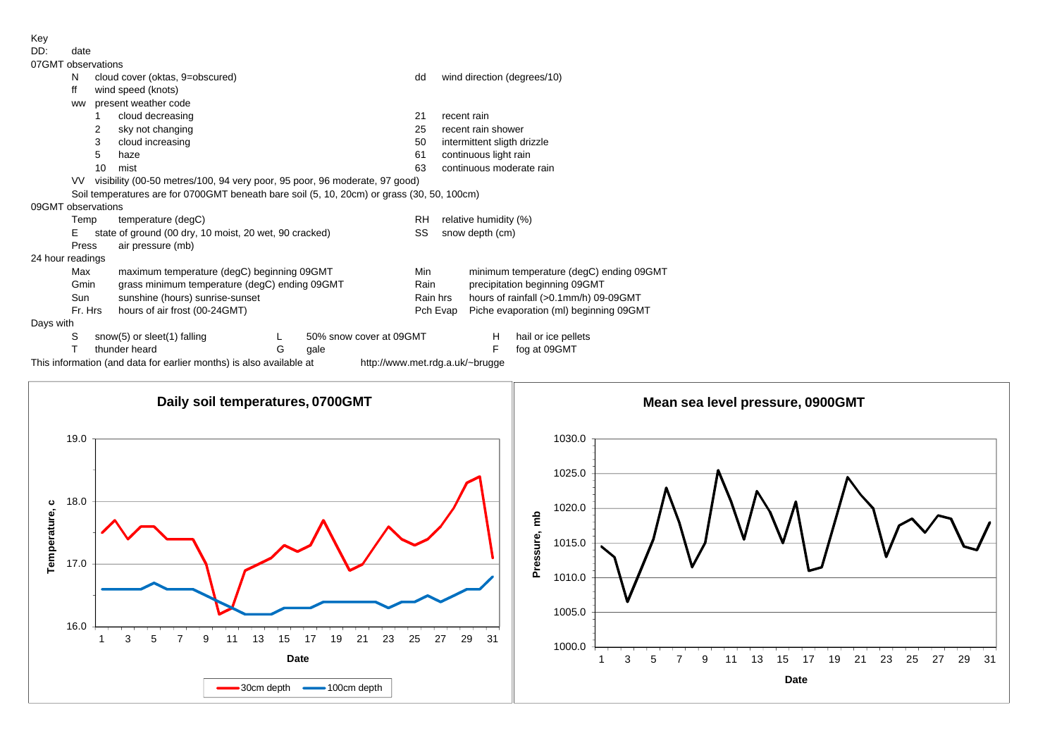Key

DD: date

07GMT observations

- N cloud cover (oktas, 9=obscured)
- ff wind speed (knots)
- ww present weather code
  - 1 cloud decreasing
  - 2 sky not changing
  - 3 cloud increasing
  - 5 haze
  - 10 mist
  - 21 recent rain
  - 25 recent rain shower
  - 50 intermittent sligth drizzle
  - 61 continuous light rain
  - 63 continuous moderate rain
- dd wind direction (degrees/10)
- VV visibility (00-50 metres/100, 94 very poor, 95 poor, 96 moderate, 97 good)
- Soil temperatures are for 0700GMT beneath bare soil (5, 10, 20cm) or grass (30, 50, 100cm)

09GMT observations

- Temp temperature (degC)
- E state of ground (00 dry, 10 moist, 20 wet, 90 cracked)
- Press air pressure (mb)
- RH relative humidity (%)
- SS snow depth (cm)

24 hour readings

- Max maximum temperature (degC) beginning 09GMT
- Gmin grass minimum temperature (degC) ending 09GMT
- Sun sunshine (hours) sunrise-sunset
- Fr. Hrs hours of air frost (00-24GMT)
- Min minimum temperature (degC) ending 09GMT
- Rain precipitation beginning 09GMT
- Rain hrs hours of rainfall (>0.1mm/h) 09-09GMT
- Pch Evap Piche evaporation (ml) beginning 09GMT

Days with

- S snow(5) or sleet(1) falling
- T thunder heard
- L 50% snow cover at 09GMT
- G gale
- H hail or ice pellets
- F fog at 09GMT

This information (and data for earlier months) is also available at http://www.met.rdg.a.uk/~brugge

**Daily soil temperatures, 0700GMT**

**Mean sea level pressure, 0900GMT**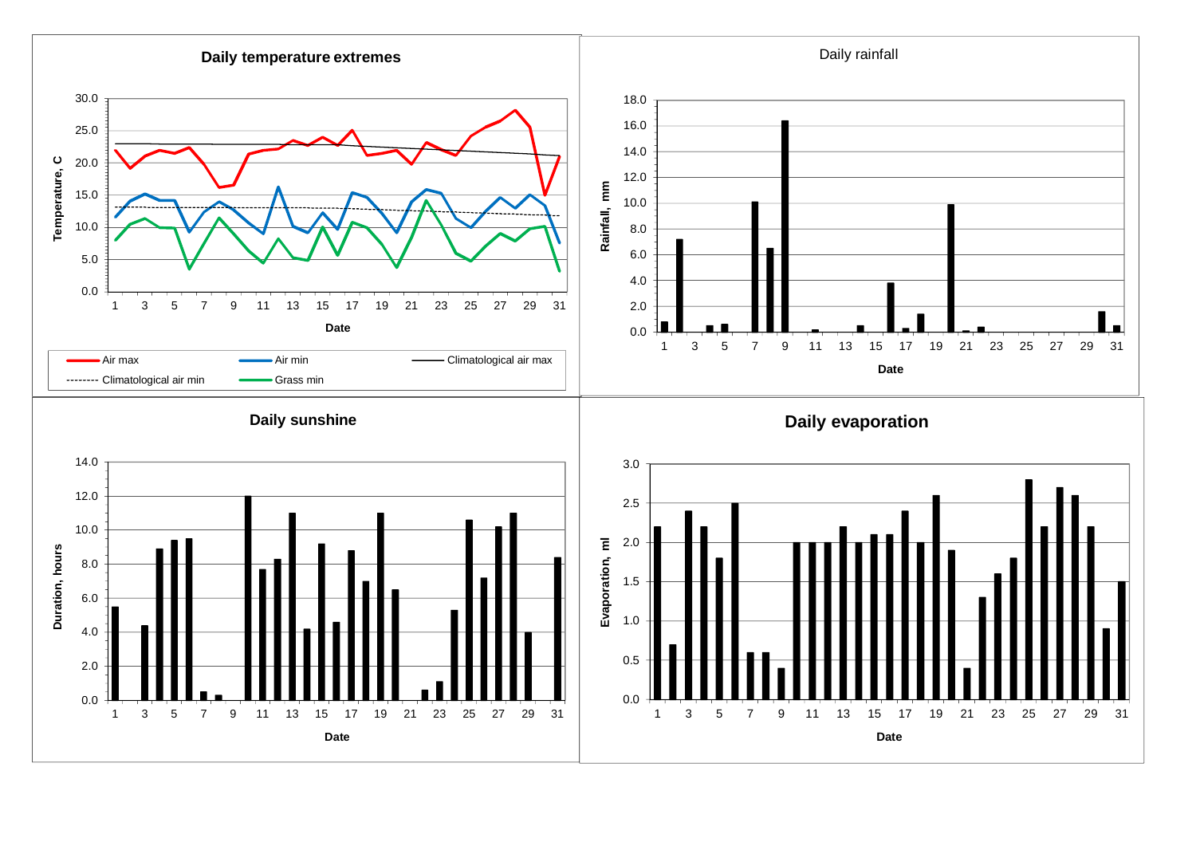## Daily temperature extremes

Temperature, C

30.0
25.0
20.0
15.0
10.0
5.0
0.0

1 3 5 7 9 11 13 15 17 19 21 23 25 27 29 31

Date

Air max — Air min — Climatological air max — Climatological air min — Grass min

Daily rainfall

Rainfall, mm

18.0
16.0
14.0
12.0
10.0
8.0
6.0
4.0
2.0
0.0

1 3 5 7 9 11 13 15 17 19 21 23 25 27 29 31

Date

## Daily sunshine

Duration, hours

14.0
12.0
10.0
8.0
6.0
4.0
2.0
0.0

1 3 5 7 9 11 13 15 17 19 21 23 25 27 29 31

Date

## Daily evaporation

Evaporation, ml

3.0
2.5
2.0
1.5
1.0
0.5
0.0

1 3 5 7 9 11 13 15 17 19 21 23 25 27 29 31

Date